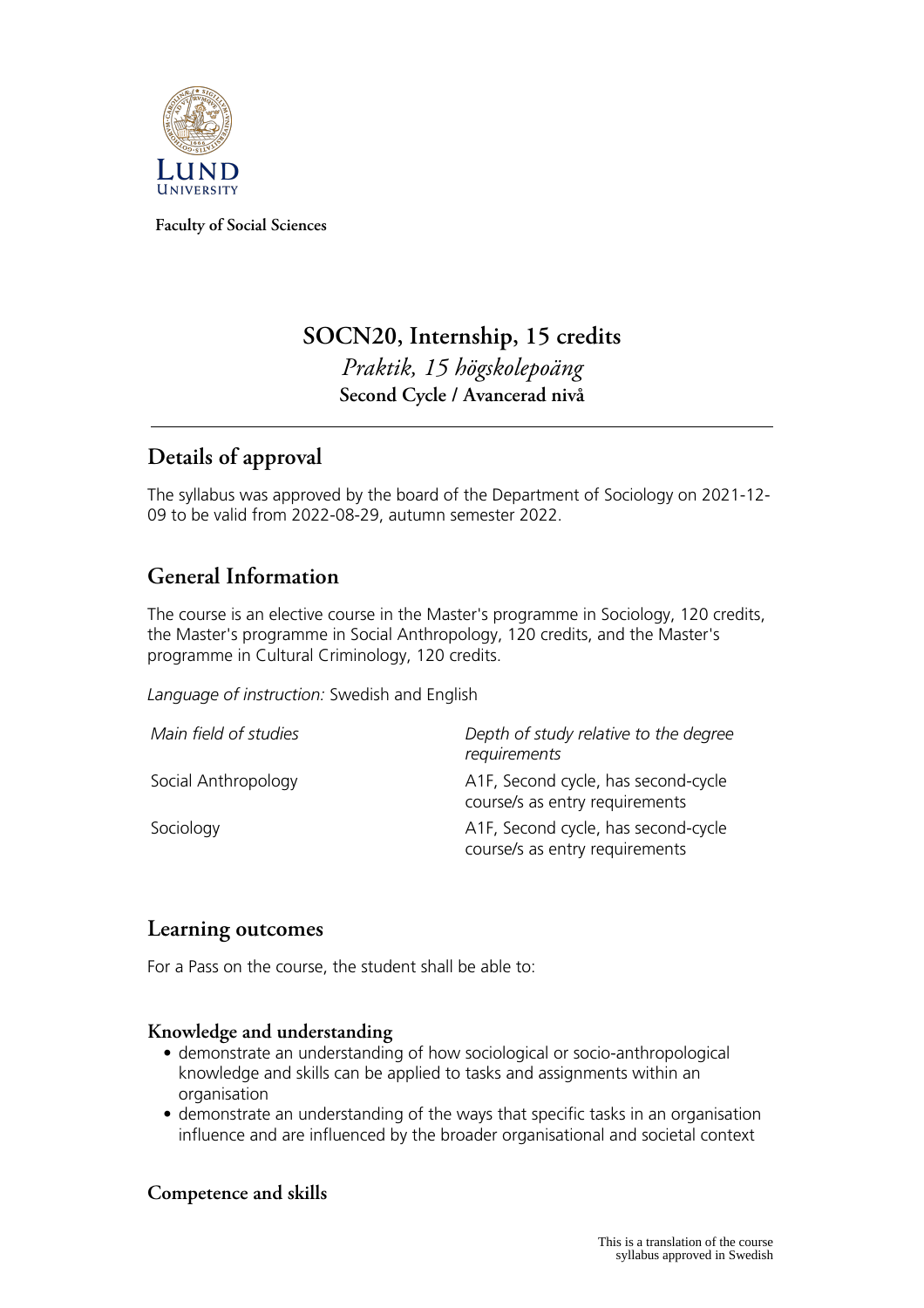Faculty of Social Sciences

# SOCN20, Internship, 15 credits

*Praktik, 15 högskolepoäng*

**Second Cycle / Avancerad nivå**

## Details of approval

The syllabus was approved by the board of the Department of Sociology on 2021-12-09 to be valid from 2022-08-29, autumn semester 2022.

## General Information

The course is an elective course in the Master's programme in Sociology, 120 credits, the Master's programme in Social Anthropology, 120 credits, and the Master's programme in Cultural Criminology, 120 credits.

*Language of instruction:* Swedish and English

| *Main field of studies* | *Depth of study relative to the degree requirements* |
|---|---|
| Social Anthropology | A1F, Second cycle, has second-cycle course/s as entry requirements |
| Sociology | A1F, Second cycle, has second-cycle course/s as entry requirements |

## Learning outcomes

For a Pass on the course, the student shall be able to:

### Knowledge and understanding

- demonstrate an understanding of how sociological or socio-anthropological knowledge and skills can be applied to tasks and assignments within an organisation
- demonstrate an understanding of the ways that specific tasks in an organisation influence and are influenced by the broader organisational and societal context

### Competence and skills

This is a translation of the course syllabus approved in Swedish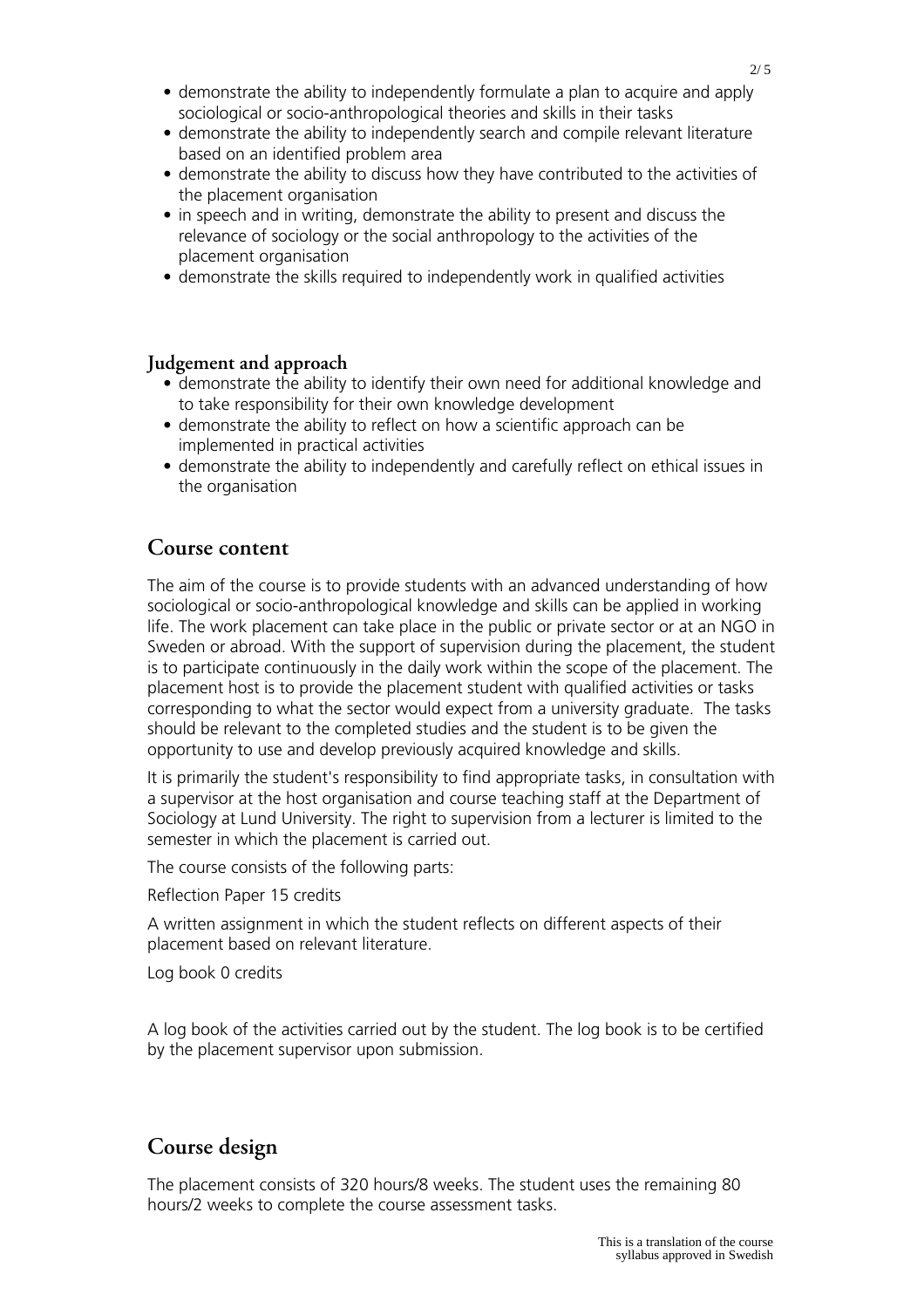- demonstrate the ability to independently formulate a plan to acquire and apply sociological or socio-anthropological theories and skills in their tasks
- demonstrate the ability to independently search and compile relevant literature based on an identified problem area
- demonstrate the ability to discuss how they have contributed to the activities of the placement organisation
- in speech and in writing, demonstrate the ability to present and discuss the relevance of sociology or the social anthropology to the activities of the placement organisation
- demonstrate the skills required to independently work in qualified activities

### Judgement and approach

- demonstrate the ability to identify their own need for additional knowledge and to take responsibility for their own knowledge development
- demonstrate the ability to reflect on how a scientific approach can be implemented in practical activities
- demonstrate the ability to independently and carefully reflect on ethical issues in the organisation

## Course content

The aim of the course is to provide students with an advanced understanding of how sociological or socio-anthropological knowledge and skills can be applied in working life. The work placement can take place in the public or private sector or at an NGO in Sweden or abroad. With the support of supervision during the placement, the student is to participate continuously in the daily work within the scope of the placement. The placement host is to provide the placement student with qualified activities or tasks corresponding to what the sector would expect from a university graduate. The tasks should be relevant to the completed studies and the student is to be given the opportunity to use and develop previously acquired knowledge and skills.

It is primarily the student's responsibility to find appropriate tasks, in consultation with a supervisor at the host organisation and course teaching staff at the Department of Sociology at Lund University. The right to supervision from a lecturer is limited to the semester in which the placement is carried out.

The course consists of the following parts:

Reflection Paper 15 credits

A written assignment in which the student reflects on different aspects of their placement based on relevant literature.

Log book 0 credits

A log book of the activities carried out by the student. The log book is to be certified by the placement supervisor upon submission.

## Course design

The placement consists of 320 hours/8 weeks. The student uses the remaining 80 hours/2 weeks to complete the course assessment tasks.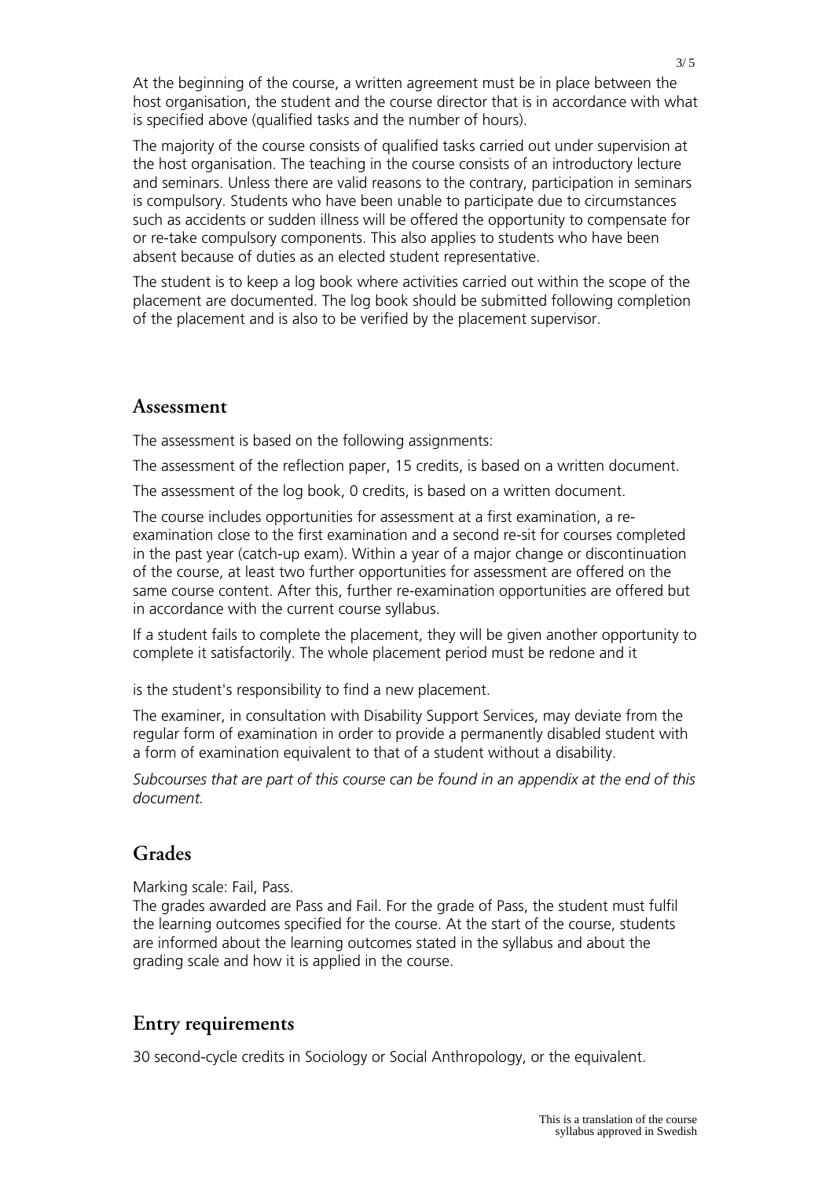At the beginning of the course, a written agreement must be in place between the host organisation, the student and the course director that is in accordance with what is specified above (qualified tasks and the number of hours).

The majority of the course consists of qualified tasks carried out under supervision at the host organisation. The teaching in the course consists of an introductory lecture and seminars. Unless there are valid reasons to the contrary, participation in seminars is compulsory. Students who have been unable to participate due to circumstances such as accidents or sudden illness will be offered the opportunity to compensate for or re-take compulsory components. This also applies to students who have been absent because of duties as an elected student representative.

The student is to keep a log book where activities carried out within the scope of the placement are documented. The log book should be submitted following completion of the placement and is also to be verified by the placement supervisor.

## Assessment

The assessment is based on the following assignments:

The assessment of the reflection paper, 15 credits, is based on a written document.

The assessment of the log book, 0 credits, is based on a written document.

The course includes opportunities for assessment at a first examination, a re-examination close to the first examination and a second re-sit for courses completed in the past year (catch-up exam). Within a year of a major change or discontinuation of the course, at least two further opportunities for assessment are offered on the same course content. After this, further re-examination opportunities are offered but in accordance with the current course syllabus.

If a student fails to complete the placement, they will be given another opportunity to complete it satisfactorily. The whole placement period must be redone and it is the student's responsibility to find a new placement.

The examiner, in consultation with Disability Support Services, may deviate from the regular form of examination in order to provide a permanently disabled student with a form of examination equivalent to that of a student without a disability.

*Subcourses that are part of this course can be found in an appendix at the end of this document.*

## Grades

Marking scale: Fail, Pass.
The grades awarded are Pass and Fail. For the grade of Pass, the student must fulfil the learning outcomes specified for the course. At the start of the course, students are informed about the learning outcomes stated in the syllabus and about the grading scale and how it is applied in the course.

## Entry requirements

30 second-cycle credits in Sociology or Social Anthropology, or the equivalent.

This is a translation of the course syllabus approved in Swedish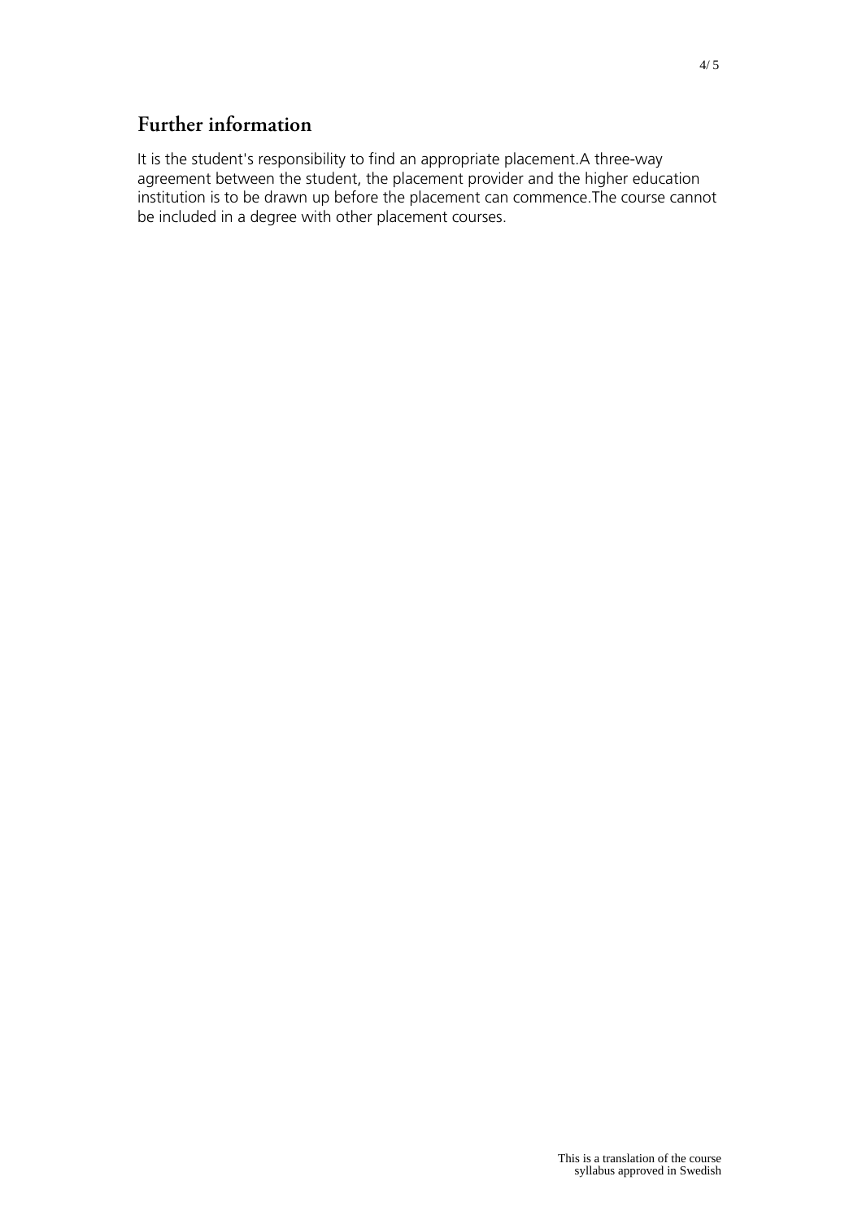## Further information

It is the student's responsibility to find an appropriate placement.A three-way agreement between the student, the placement provider and the higher education institution is to be drawn up before the placement can commence.The course cannot be included in a degree with other placement courses.

This is a translation of the course syllabus approved in Swedish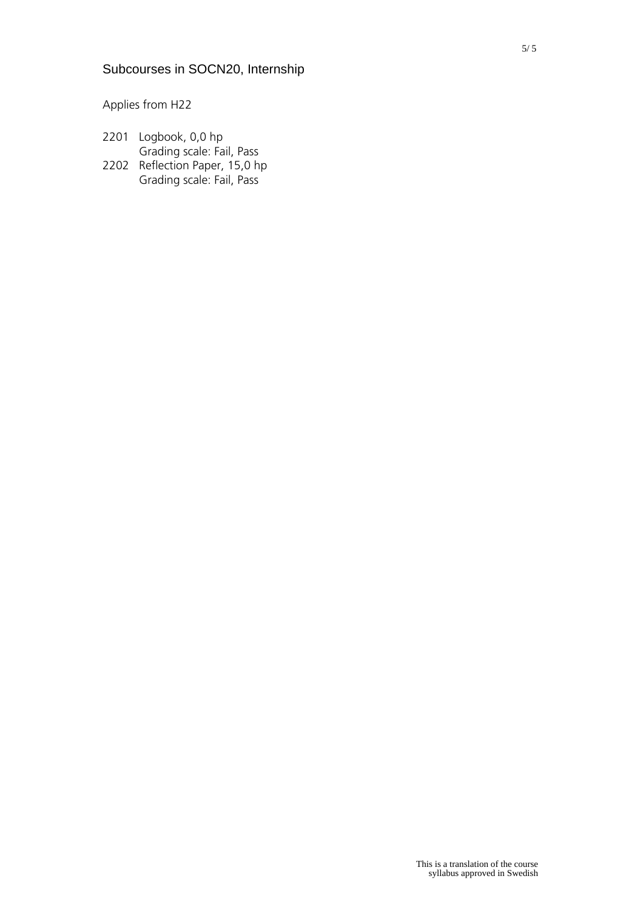## Subcourses in SOCN20, Internship

Applies from H22

2201 Logbook, 0,0 hp
Grading scale: Fail, Pass

2202 Reflection Paper, 15,0 hp
Grading scale: Fail, Pass

This is a translation of the course syllabus approved in Swedish